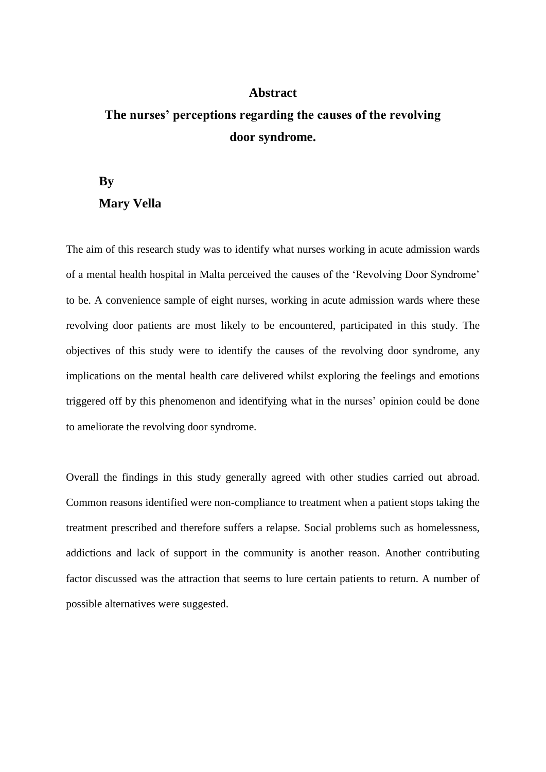# Abstract

## The nurses' perceptions regarding the causes of the revolving door syndrome.

**By**

**Mary Vella**

The aim of this research study was to identify what nurses working in acute admission wards of a mental health hospital in Malta perceived the causes of the 'Revolving Door Syndrome' to be. A convenience sample of eight nurses, working in acute admission wards where these revolving door patients are most likely to be encountered, participated in this study. The objectives of this study were to identify the causes of the revolving door syndrome, any implications on the mental health care delivered whilst exploring the feelings and emotions triggered off by this phenomenon and identifying what in the nurses' opinion could be done to ameliorate the revolving door syndrome.

Overall the findings in this study generally agreed with other studies carried out abroad. Common reasons identified were non-compliance to treatment when a patient stops taking the treatment prescribed and therefore suffers a relapse. Social problems such as homelessness, addictions and lack of support in the community is another reason. Another contributing factor discussed was the attraction that seems to lure certain patients to return. A number of possible alternatives were suggested.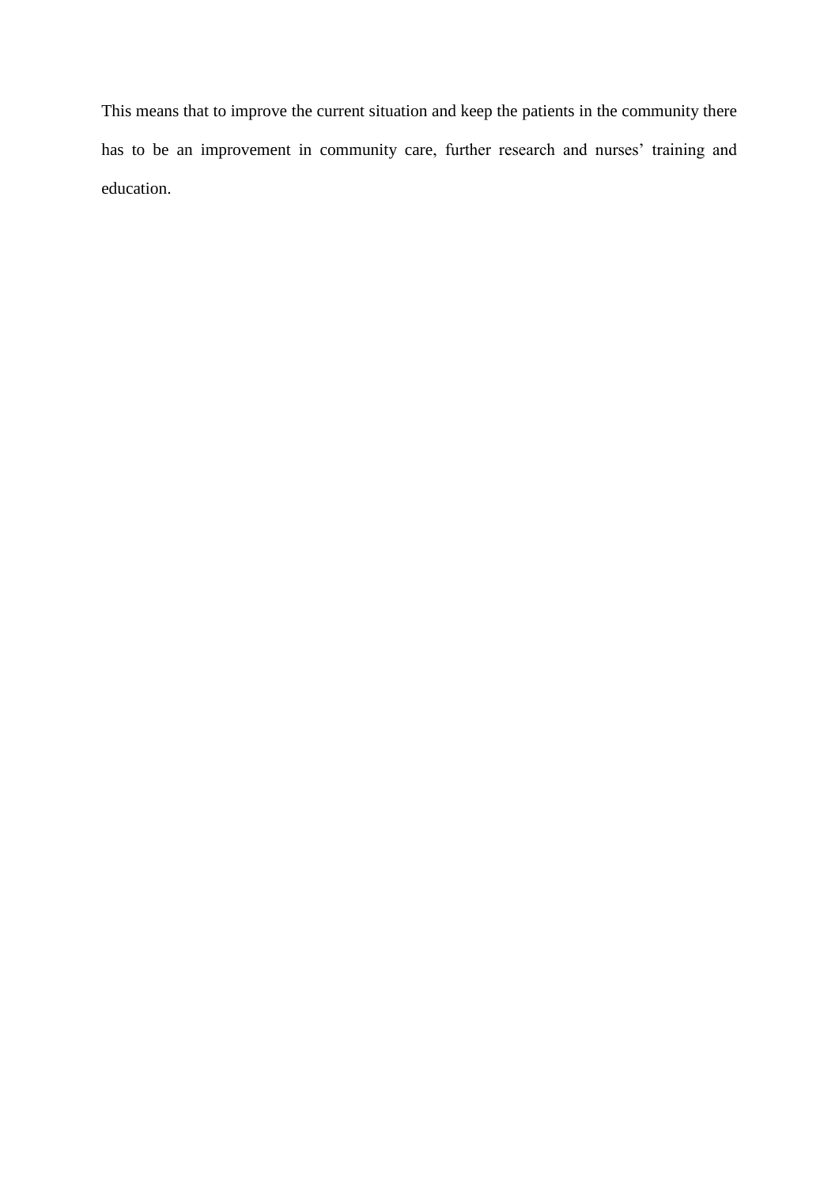This means that to improve the current situation and keep the patients in the community there has to be an improvement in community care, further research and nurses' training and education.